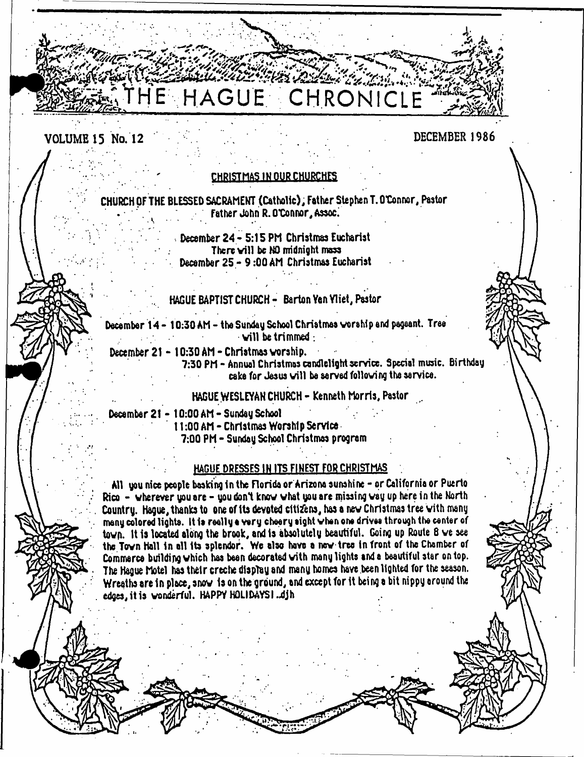# THE HAGUE CHRONICLE

VOLUME 15 No. 12 DECEMBER 1986

## CHRISTMAS IN OUR CHURCHES

**CHURCH OF THE BLESSED SACRAMENT (Catholic), Father Stephen T. O'Connor, Pastor**
**Father John R. O'Connor, Assoc.**

December 24 - 5:15 PM Christmas Eucharist
There will be NO midnight mass
December 25 - 9:00 AM Christmas Eucharist

**HAGUE BAPTIST CHURCH - Barton Van Vliet, Pastor**

December 14 - 10:30 AM - the Sunday School Christmas worship and pageant. Tree will be trimmed.

December 21 - 10:30 AM - Christmas worship.
7:30 PM - Annual Christmas candlelight service. Special music. Birthday cake for Jesus will be served following the service.

**HAGUE WESLEYAN CHURCH - Kenneth Morris, Pastor**

December 21 - 10:00 AM - Sunday School
11:00 AM - Christmas Worship Service
7:00 PM - Sunday School Christmas program

## HAGUE DRESSES IN ITS FINEST FOR CHRISTMAS

All you nice people basking in the Florida or Arizona sunshine - or California or Puerto Rico - wherever you are - you don't know what you are missing way up here in the North Country. Hague, thanks to one of its devoted citizens, has a new Christmas tree with many many colored lights. It is really a very cheery sight when one drives through the center of town. It is located along the brook, and is absolutely beautiful. Going up Route 8 we see the Town Hall in all its splendor. We also have a new tree in front of the Chamber of Commerce building which has been decorated with many lights and a beautiful star on top. The Hague Motel has their creche display and many homes have been lighted for the season. Wreaths are in place, snow is on the ground, and except for it being a bit nippy around the edges, it is wonderful. HAPPY HOLIDAYS! ..djh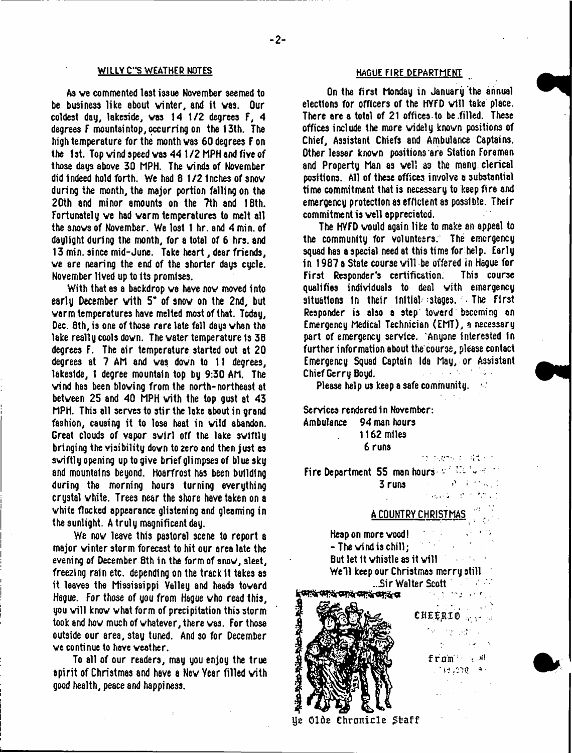## WILLY C'S WEATHER NOTES

As we commented last issue November seemed to be business like about winter, and it was. Our coldest day, lakeside, was 14 1/2 degrees F, 4 degrees F mountaintop, occurring on the 13th. The high temperature for the month was 60 degrees F on the 1st. Top wind speed was 44 1/2 MPH and five of those days above 30 MPH. The winds of November did indeed hold forth. We had 8 1/2 inches of snow during the month, the major portion falling on the 20th and minor amounts on the 7th and 18th. Fortunately we had warm temperatures to melt all the snows of November. We lost 1 hr. and 4 min. of daylight during the month, for a total of 6 hrs. and 13 min. since mid-June. Take heart, dear friends, we are nearing the end of the shorter days cycle. November lived up to its promises.

With that as a backdrop we have now moved into early December with 5" of snow on the 2nd, but warm temperatures have melted most of that. Today, Dec. 8th, is one of those rare late fall days when the lake really cools down. The water temperature is 38 degrees F. The air temperature started out at 20 degrees at 7 AM and was down to 11 degrees, lakeside, 1 degree mountain top by 9:30 AM. The wind has been blowing from the north-northeast at between 25 and 40 MPH with the top gust at 43 MPH. This all serves to stir the lake about in grand fashion, causing it to lose heat in wild abandon. Great clouds of vapor swirl off the lake swiftly bringing the visibility down to zero and then just as swiftly opening up to give brief glimpses of blue sky and mountains beyond. Hoarfrost has been building during the morning hours turning everything crystal white. Trees near the shore have taken on a white flocked appearance glistening and gleaming in the sunlight. A truly magnificent day.

We now leave this pastoral scene to report a major winter storm forecast to hit our area late the evening of December 8th in the form of snow, sleet, freezing rain etc. depending on the track it takes as it leaves the Mississippi Valley and heads toward Hague. For those of you from Hague who read this, you will know what form of precipitation this storm took and how much of whatever, there was. For those outside our area, stay tuned. And so for December we continue to have weather.

To all of our readers, may you enjoy the true spirit of Christmas and have a New Year filled with good health, peace and happiness.

## HAGUE FIRE DEPARTMENT

On the first Monday in January the annual elections for officers of the HVFD will take place. There are a total of 21 offices to be filled. These offices include the more widely known positions of Chief, Assistant Chiefs and Ambulance Captains. Other lesser known positions are Station Foreman and Property Man as well as the many clerical positions. All of these offices involve a substantial time commitment that is necessary to keep fire and emergency protection as efficient as possible. Their commitment is well appreciated.

The HVFD would again like to make an appeal to the community for volunteers. The emergency squad has a special need at this time for help. Early in 1987 a State course will be offered in Hague for First Responder's certification. This course qualifies individuals to deal with emergency situations in their initial stages. The First Responder is also a step toward becoming an Emergency Medical Technician (EMT), a necessary part of emergency service. Anyone interested in further information about the course, please contact Emergency Squad Captain Ida May, or Assistant Chief Gerry Boyd.

Please help us keep a safe community.

Services rendered in November:

Ambulance 94 man hours
1162 miles
6 runs

Fire Department 55 man hours
3 runs

## A COUNTRY CHRISTMAS

Heap on more wood!
- The wind is chill;
But let it whistle as it will
We'll keep our Christmas merry still
...Sir Walter Scott

CHEERIO

from

Ye Olde Chronicle Staff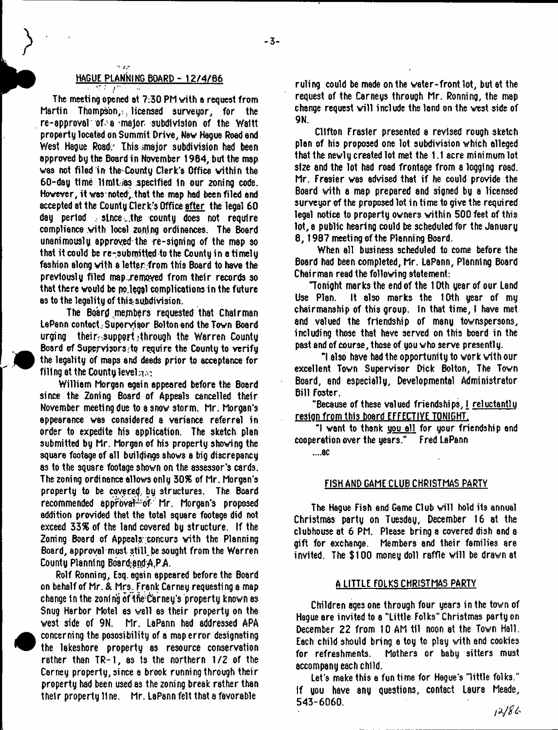## HAGUE PLANNING BOARD - 12/4/86

The meeting opened at 7:30 PM with a request from Martin Thompson, licensed surveyor, for the re-approval of a major subdivision of the Waitt property located on Summit Drive, New Hague Road and West Hague Road. This major subdivision had been approved by the Board in November 1984, but the map was not filed in the County Clerk's Office within the 60-day time limit as specified in our zoning code. However, it was noted, that the map had been filed and accepted at the County Clerk's Office after the legal 60 day period since the county does not require compliance with local zoning ordinances. The Board unanimously approved the re-signing of the map so that it could be re-submitted to the County in a timely fashion along with a letter from this Board to have the previously filed map removed from their records so that there would be no legal complications in the future as to the legality of this subdivision.

The Board members requested that Chairman LaPann contact Supervisor Bolton and the Town Board urging their support through the Warren County Board of Supervisors to require the County to verify the legality of maps and deeds prior to acceptance for filing at the County level.

William Morgan again appeared before the Board since the Zoning Board of Appeals cancelled their November meeting due to a snow storm. Mr. Morgan's appearance was considered a variance referral in order to expedite his application. The sketch plan submitted by Mr. Morgan of his property showing the square footage of all buildings shows a big discrepancy as to the square footage shown on the assessor's cards. The zoning ordinance allows only 30% of Mr. Morgan's property to be covered by structures. The Board recommended approval of Mr. Morgan's proposed addition provided that the total square footage did not exceed 33% of the land covered by structure. If the Zoning Board of Appeals concurs with the Planning Board, approval must still be sought from the Warren County Planning Board and A.P.A.

Rolf Ronning, Esq. again appeared before the Board on behalf of Mr. & Mrs. Frank Carney requesting a map change in the zoning of the Carney's property known as Snug Harbor Motel as well as their property on the west side of 9N. Mr. LaPann had addressed APA concerning the pososibility of a map error designating the lakeshore property as resource conservation rather than TR-1, as is the northern 1/2 of the Carney property, since a brook running through their property had been used as the zoning break rather than their property line. Mr. LaPann felt that a favorable ruling could be made on the water-front lot, but at the request of the Carneys through Mr. Ronning, the map change request will include the land on the west side of 9N.

Clifton Frasier presented a revised rough sketch plan of his proposed one lot subdivision which alleged that the newly created lot met the 1.1 acre minimum lot size and the lot had road frontage from a logging road. Mr. Frasier was advised that if he could provide the Board with a map prepared and signed by a licensed surveyor of the proposed lot in time to give the required legal notice to property owners within 500 feet of this lot, a public hearing could be scheduled for the January 8, 1987 meeting of the Planning Board.

When all business scheduled to come before the Board had been completed, Mr. LaPann, Planning Board Chairman read the following statement:

"Tonight marks the end of the 10th year of our Land Use Plan. It also marks the 10th year of my chairmanship of this group. In that time, I have met and valued the friendship of many townspersons, including those that have served on this board in the past and of course, those of you who serve presently.

"I also have had the opportunity to work with our excellent Town Supervisor Dick Bolton, The Town Board, and especially, Developmental Administrator Bill Foster.

"Because of these valued friendships, I reluctantly resign from this board EFFECTIVE TONIGHT.

"I want to thank you all for your friendship and cooperation over the years." Fred LaPann

....ac

## FISH AND GAME CLUB CHRISTMAS PARTY

The Hague Fish and Game Club will hold its annual Christmas party on Tuesday, December 16 at the clubhouse at 6 PM. Please bring a covered dish and a gift for exchange. Members and their families are invited. The $100 money doll raffle will be drawn at

## A LITTLE FOLKS CHRISTMAS PARTY

Children ages one through four years in the town of Hague are invited to a "Little Folks" Christmas party on December 22 from 10 AM til noon at the Town Hall. Each child should bring a toy to play with and cookies for refreshments. Mothers or baby sitters must accompany each child.

Let's make this a fun time for Hague's "little folks." If you have any questions, contact Laura Meade, 543-6060.

12/86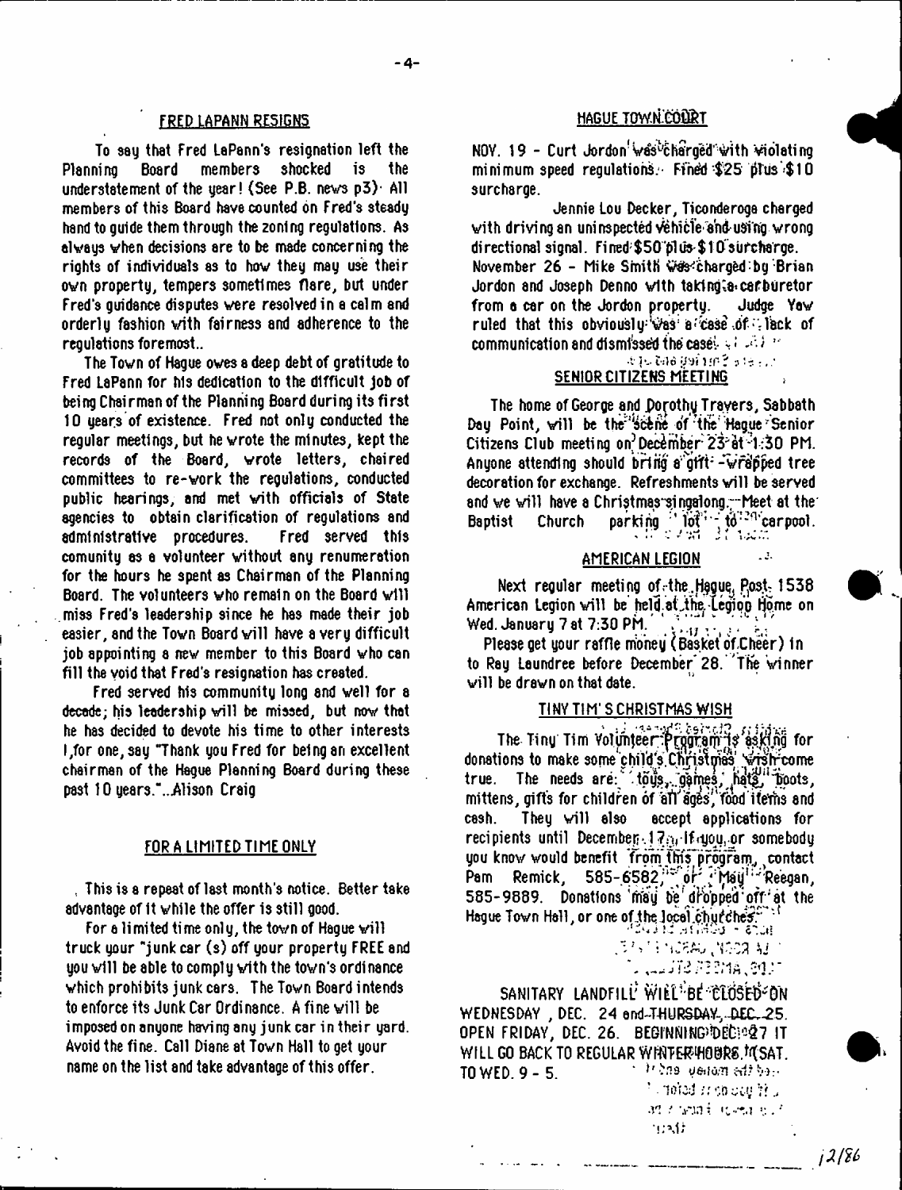## FRED LAPANN RESIGNS

To say that Fred LaPann's resignation left the Planning Board members shocked is the understatement of the year! (See P.B. news p3)· All members of this Board have counted on Fred's steady hand to guide them through the zoning regulations. As always when decisions are to be made concerning the rights of individuals as to how they may use their own property, tempers sometimes flare, but under Fred's guidance disputes were resolved in a calm and orderly fashion with fairness and adherence to the regulations foremost..

The Town of Hague owes a deep debt of gratitude to Fred LaPann for his dedication to the difficult job of being Chairman of the Planning Board during its first 10 years of existence. Fred not only conducted the regular meetings, but he wrote the minutes, kept the records of the Board, wrote letters, chaired committees to re-work the regulations, conducted public hearings, and met with officials of State agencies to obtain clarification of regulations and administrative procedures. Fred served this comunity as a volunteer without any renumeration for the hours he spent as Chairman of the Planning Board. The volunteers who remain on the Board will miss Fred's leadership since he has made their job easier, and the Town Board will have a very difficult job appointing a new member to this Board who can fill the void that Fred's resignation has created.

Fred served his community long and well for a decade; his leadership will be missed, but now that he has decided to devote his time to other interests I, for one, say "Thank you Fred for being an excellent chairman of the Hague Planning Board during these past 10 years."...Alison Craig

## FOR A LIMITED TIME ONLY

This is a repeat of last month's notice. Better take advantage of it while the offer is still good.

For a limited time only, the town of Hague will truck your "junk car (s) off your property FREE and you will be able to comply with the town's ordinance which prohibits junk cars. The Town Board intends to enforce its Junk Car Ordinance. A fine will be imposed on anyone having any junk car in their yard. Avoid the fine. Call Diane at Town Hall to get your name on the list and take advantage of this offer.

## HAGUE TOWN COURT

NOV. 19 - Curt Jordon was charged with violating minimum speed regulations. Fined $25 plus $10 surcharge.

Jennie Lou Decker, Ticonderoga charged with driving an uninspected vehicle and using wrong directional signal. Fined $50 plus $10 surcharge.

November 26 - Mike Smith was charged by Brian Jordon and Joseph Denno with taking a carburetor from a car on the Jordon property. Judge Yaw ruled that this obviously was a case of lack of communication and dismissed the case.

## SENIOR CITIZENS MEETING

The home of George and Dorothy Trayers, Sabbath Day Point, will be the scene of the Hague Senior Citizens Club meeting on December 23 at 1:30 PM. Anyone attending should bring a gift - wrapped tree decoration for exchange. Refreshments will be served and we will have a Christmas singalong. Meet at the Baptist Church parking lot to carpool.

## AMERICAN LEGION

Next regular meeting of the Hague Post 1538 American Legion will be held at the Legion Home on Wed. January 7 at 7:30 PM.

Please get your raffle money (Basket of Cheer) in to Ray Laundree before December 28. The winner will be drawn on that date.

## TINY TIM'S CHRISTMAS WISH

The Tiny Tim Volunteer Program is asking for donations to make some child's Christmas wish come true. The needs are: toys, games, hats, boots, mittens, gifts for children of all ages, food items and cash. They will also accept applications for recipients until December 17. If you or somebody you know would benefit from this program, contact Pam Remick, 585-6582, or May Reegan, 585-9889. Donations may be dropped off at the Hague Town Hall, or one of the local churches.

SANITARY LANDFILL WILL BE CLOSED ON WEDNESDAY, DEC. 24 and THURSDAY, DEC. 25. OPEN FRIDAY, DEC. 26. BEGINNING DEC. 27 IT WILL GO BACK TO REGULAR WINTER HOURS, SAT. TO WED. 9 - 5.

12/86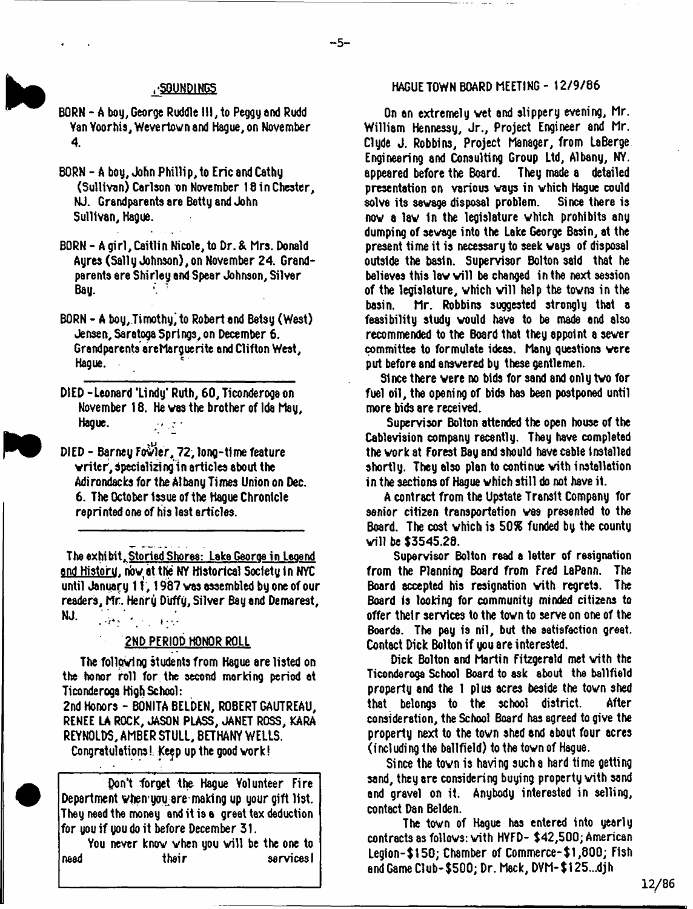## SOUNDINGS

BORN - A boy, George Ruddle III, to Peggy and Rudd Van Voorhis, Wevertown and Hague, on November 4.

BORN - A boy, John Phillip, to Eric and Cathy (Sullivan) Carlson on November 18 in Chester, NJ. Grandparents are Betty and John Sullivan, Hague.

BORN - A girl, Caitlin Nicole, to Dr. & Mrs. Donald Ayres (Sally Johnson), on November 24. Grandparents are Shirley and Spear Johnson, Silver Bay.

BORN - A boy, Timothy, to Robert and Betsy (West) Jensen, Saratoga Springs, on December 6. Grandparents are Marguerite and Clifton West, Hague.

---

DIED - Leonard 'Lindy' Ruth, 60, Ticonderoga on November 18. He was the brother of Ida May, Hague.

DIED - Barney Fowler, 72, long-time feature writer, specializing in articles about the Adirondacks for the Albany Times Union on Dec. 6. The October issue of the Hague Chronicle reprinted one of his last articles.

---

The exhibit, Storied Shores: Lake George in Legend and History, now at the NY Historical Society in NYC until January 11, 1987 was assembled by one of our readers, Mr. Henry Duffy, Silver Bay and Demarest, NJ.

### 2ND PERIOD HONOR ROLL

The following students from Hague are listed on the honor roll for the second marking period at Ticonderoga High School:

2nd Honors - BONITA BELDEN, ROBERT GAUTREAU, RENEE LA ROCK, JASON PLASS, JANET ROSS, KARA REYNOLDS, AMBER STULL, BETHANY WELLS.

Congratulations! Keep up the good work!

---

Don't forget the Hague Volunteer Fire Department when you are making up your gift list. They need the money and it is a great tax deduction for you if you do it before December 31.

You never know when you will be the one to need their services!

---

## HAGUE TOWN BOARD MEETING - 12/9/86

On an extremely wet and slippery evening, Mr. William Hennessy, Jr., Project Engineer and Mr. Clyde J. Robbins, Project Manager, from LaBerge Engineering and Consulting Group Ltd, Albany, NY. appeared before the Board. They made a detailed presentation on various ways in which Hague could solve its sewage disposal problem. Since there is now a law in the legislature which prohibits any dumping of sewage into the Lake George Basin, at the present time it is necessary to seek ways of disposal outside the basin. Supervisor Bolton said that he believes this law will be changed in the next session of the legislature, which will help the towns in the basin. Mr. Robbins suggested strongly that a feasibility study would have to be made and also recommended to the Board that they appoint a sewer committee to formulate ideas. Many questions were put before and answered by these gentlemen.

Since there were no bids for sand and only two for fuel oil, the opening of bids has been postponed until more bids are received.

Supervisor Bolton attended the open house of the Cablevision company recently. They have completed the work at Forest Bay and should have cable installed shortly. They also plan to continue with installation in the sections of Hague which still do not have it.

A contract from the Upstate Transit Company for senior citizen transportation was presented to the Board. The cost which is 50% funded by the county will be $3545.28.

Supervisor Bolton read a letter of resignation from the Planning Board from Fred LaPann. The Board accepted his resignation with regrets. The Board is looking for community minded citizens to offer their services to the town to serve on one of the Boards. The pay is nil, but the satisfaction great. Contact Dick Bolton if you are interested.

Dick Bolton and Martin Fitzgerald met with the Ticonderoga School Board to ask about the ballfield property and the 1 plus acres beside the town shed that belongs to the school district. After consideration, the School Board has agreed to give the property next to the town shed and about four acres (including the ballfield) to the town of Hague.

Since the town is having such a hard time getting sand, they are considering buying property with sand and gravel on it. Anybody interested in selling, contact Dan Belden.

The town of Hague has entered into yearly contracts as follows: with HVFD- $42,500; American Legion-$150; Chamber of Commerce-$1,800; Fish and Game Club-$500; Dr. Mack, DVM-$125...djh

12/86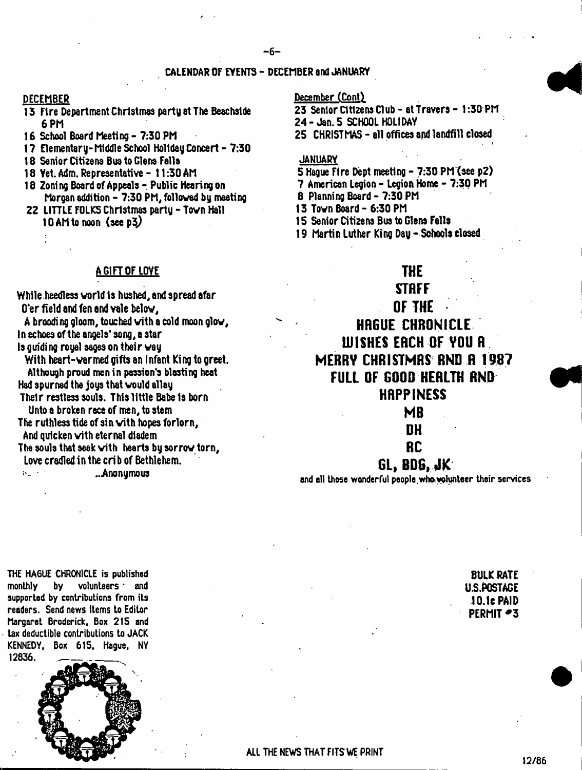## CALENDAR OF EVENTS - DECEMBER and JANUARY

**DECEMBER**

- 13 Fire Department Christmas party at The Beachside 6 PM
- 16 School Board Meeting - 7:30 PM
- 17 Elementary-Middle School Holiday Concert - 7:30
- 18 Senior Citizens Bus to Glens Falls
- 18 Vet. Adm. Representative - 11:30 AM
- 18 Zoning Board of Appeals - Public Hearing on Morgan addition - 7:30 PM, followed by meeting
- 22 LITTLE FOLKS Christmas party - Town Hall 10 AM to noon (see p3)

**December (Cont)**

- 23 Senior Citizens Club - at Travers - 1:30 PM
- 24 - Jan. 5 SCHOOL HOLIDAY
- 25 CHRISTMAS - all offices and landfill closed

**JANUARY**

- 5 Hague Fire Dept meeting - 7:30 PM (see p2)
- 7 American Legion - Legion Home - 7:30 PM
- 8 Planning Board - 7:30 PM
- 13 Town Board - 6:30 PM
- 15 Senior Citizens Bus to Glens Falls
- 19 Martin Luther King Day - Schools closed

### A GIFT OF LOVE

While heedless world is hushed, and spread afar
O'er field and fen and vale below,
A brooding gloom, touched with a cold moon glow,
In echoes of the angels' song, a star
Is guiding royal sages on their way
With heart-warmed gifts an Infant King to greet.
Although proud men in passion's blasting heat
Had spurned the joys that would allay
Their restless souls. This little Babe is born
Unto a broken race of men, to stem
The ruthless tide of sin with hopes forlorn,
And quicken with eternal diadem
The souls that seek with hearts by sorrow torn,
Love cradled in the crib of Bethlehem.

..Anonymous

**THE STAFF OF THE HAGUE CHRONICLE WISHES EACH OF YOU A MERRY CHRISTMAS AND A 1987 FULL OF GOOD HEALTH AND HAPPINESS**

**MB**
**DH**
**RC**
**GL, BDG, JK**

and all those wonderful people who volunteer their services

THE HAGUE CHRONICLE is published monthly by volunteers and supported by contributions from its readers. Send news items to Editor Margaret Broderick, Box 215 and tax deductible contributions to JACK KENNEDY, Box 615, Hague, NY 12836.

BULK RATE
U.S.POSTAGE
10.1c PAID
PERMIT #3

ALL THE NEWS THAT FITS WE PRINT

12/86